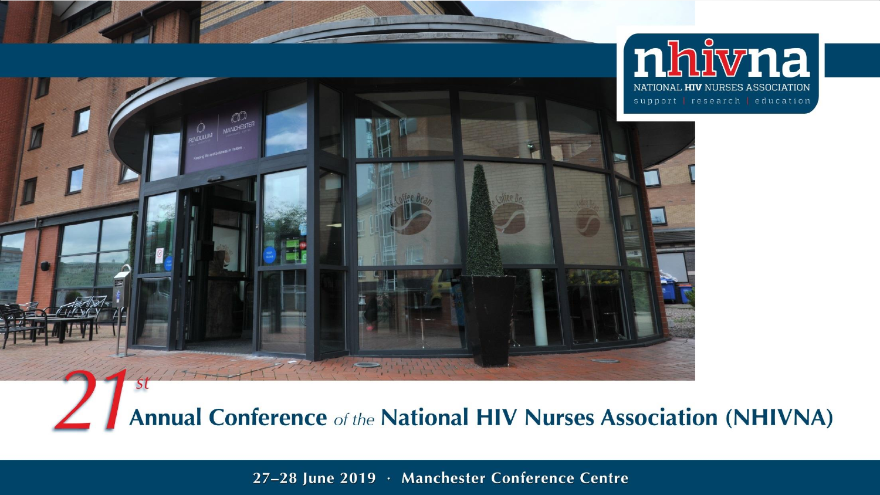nhivna

NATIONAL HIV NURSES ASSOCIATION

support | research | education

# 21st Annual Conference *of the* National HIV Nurses Association (NHIVNA)

27–28 June 2019 · Manchester Conference Centre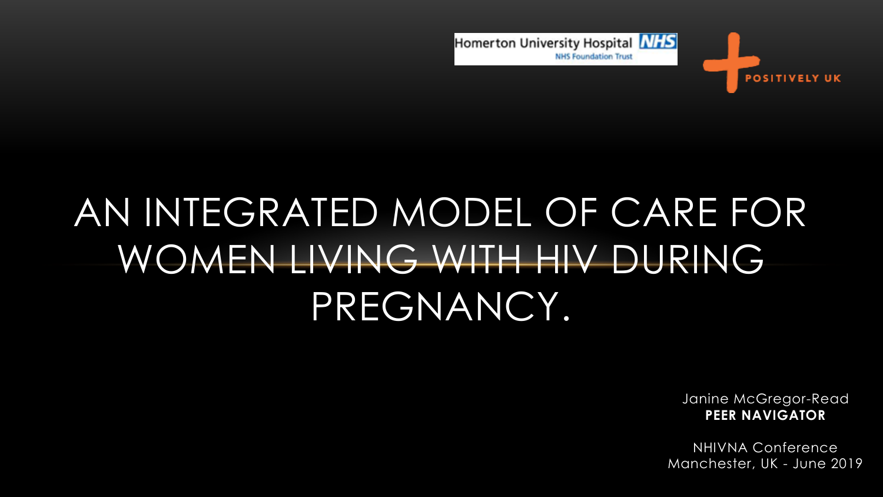Homerton University Hospital NHS Foundation Trust

POSITIVELY UK

# AN INTEGRATED MODEL OF CARE FOR WOMEN LIVING WITH HIV DURING PREGNANCY.

Janine McGregor-Read
**PEER NAVIGATOR**

NHIVNA Conference
Manchester, UK - June 2019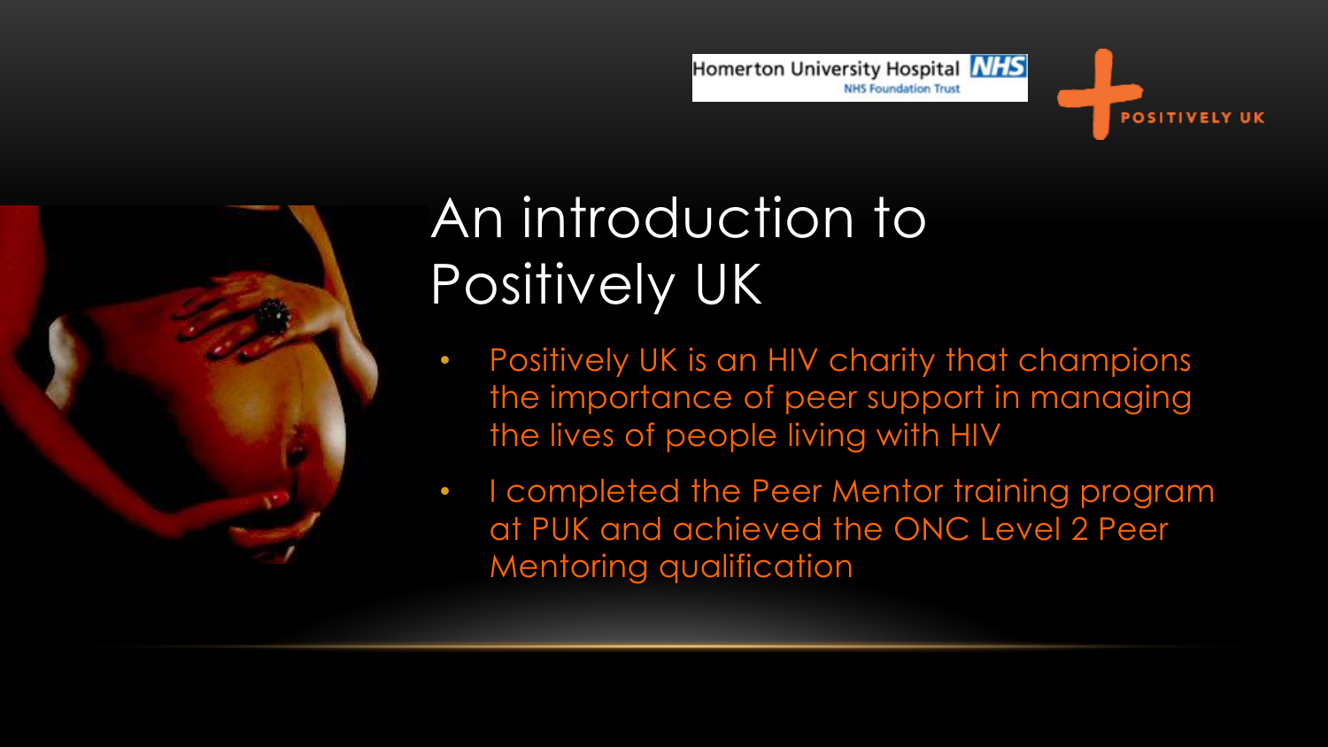# An introduction to Positively UK

- Positively UK is an HIV charity that champions the importance of peer support in managing the lives of people living with HIV
- I completed the Peer Mentor training program at PUK and achieved the ONC Level 2 Peer Mentoring qualification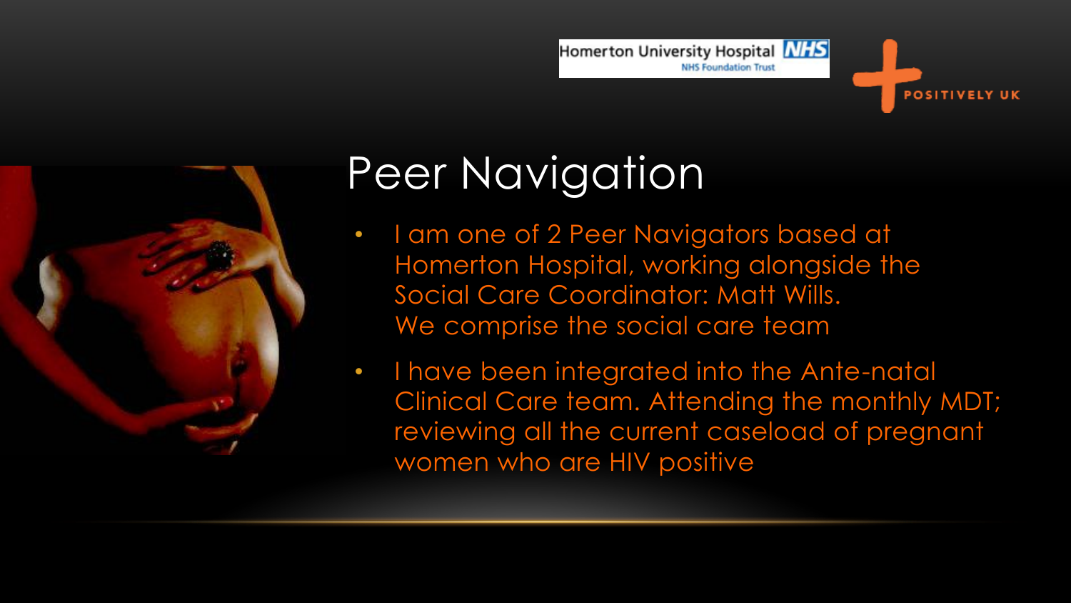# Peer Navigation

- I am one of 2 Peer Navigators based at Homerton Hospital, working alongside the Social Care Coordinator: Matt Wills. We comprise the social care team
- I have been integrated into the Ante-natal Clinical Care team. Attending the monthly MDT; reviewing all the current caseload of pregnant women who are HIV positive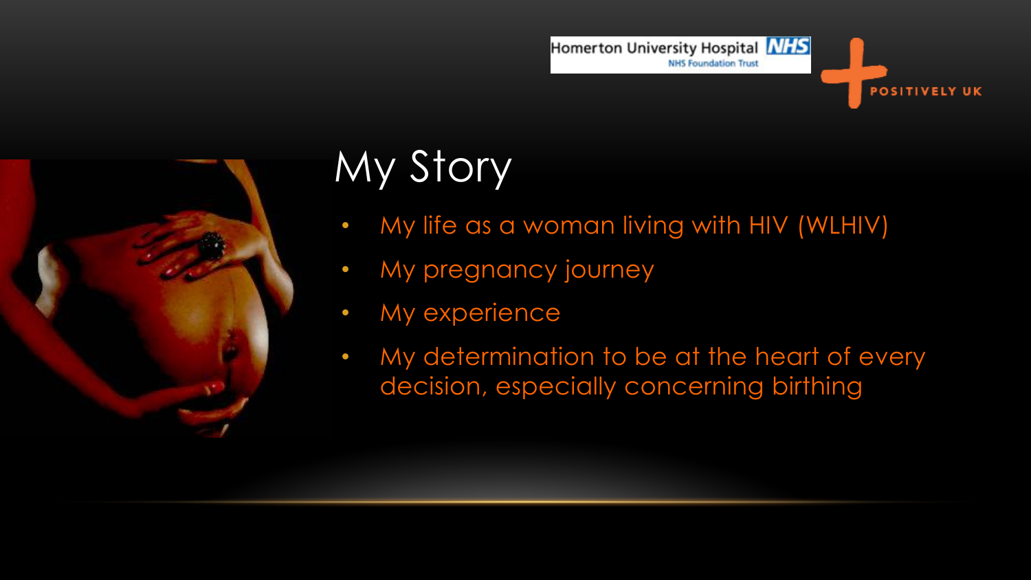# My Story

- My life as a woman living with HIV (WLHIV)
- My pregnancy journey
- My experience
- My determination to be at the heart of every decision, especially concerning birthing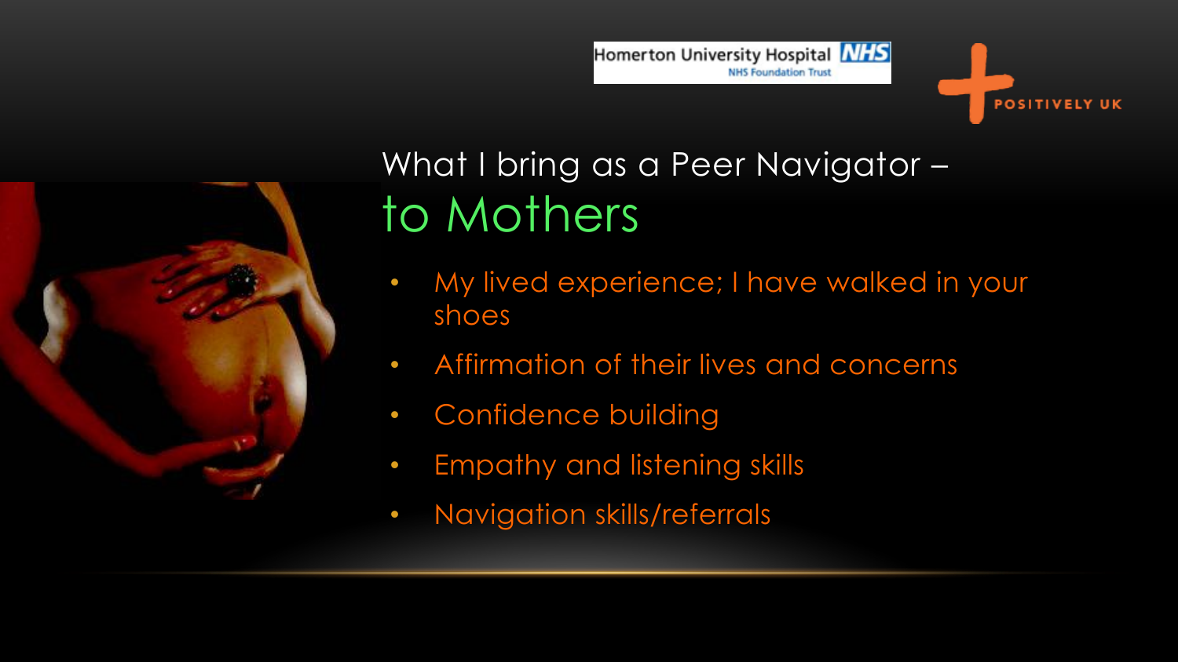Homerton University Hospital NHS Foundation Trust

POSITIVELY UK

# What I bring as a Peer Navigator – to Mothers

- My lived experience; I have walked in your shoes
- Affirmation of their lives and concerns
- Confidence building
- Empathy and listening skills
- Navigation skills/referrals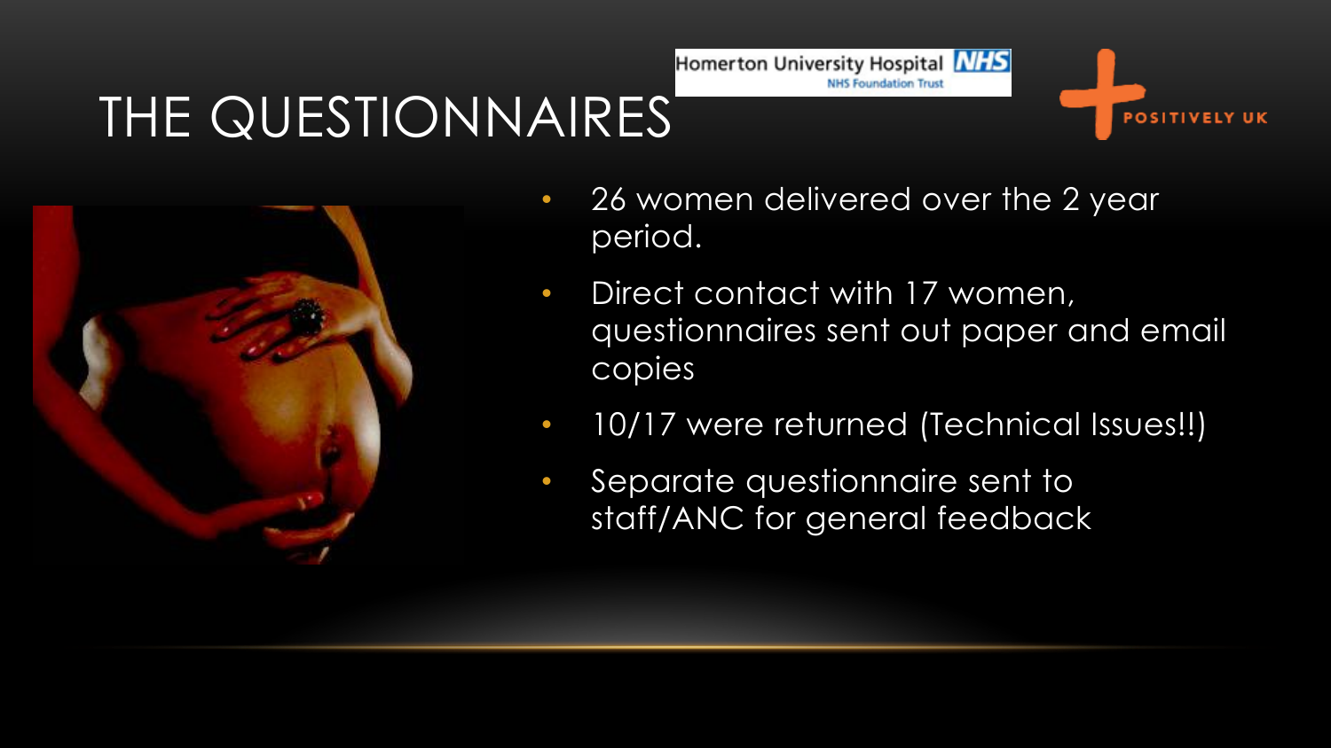# THE QUESTIONNAIRES

- 26 women delivered over the 2 year period.
- Direct contact with 17 women, questionnaires sent out paper and email copies
- 10/17 were returned (Technical Issues!!)
- Separate questionnaire sent to staff/ANC for general feedback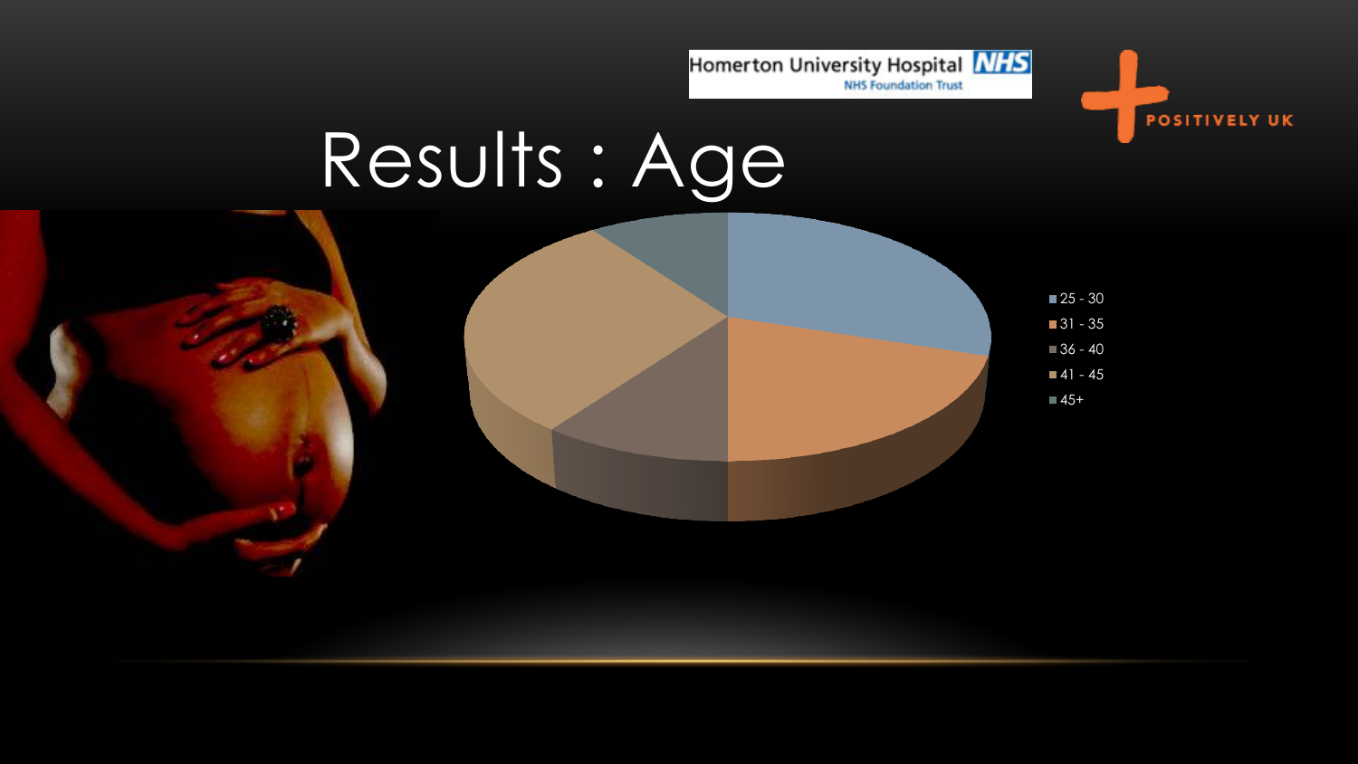# Results : Age

- 25 - 30
- 31 - 35
- 36 - 40
- 41 - 45
- 45+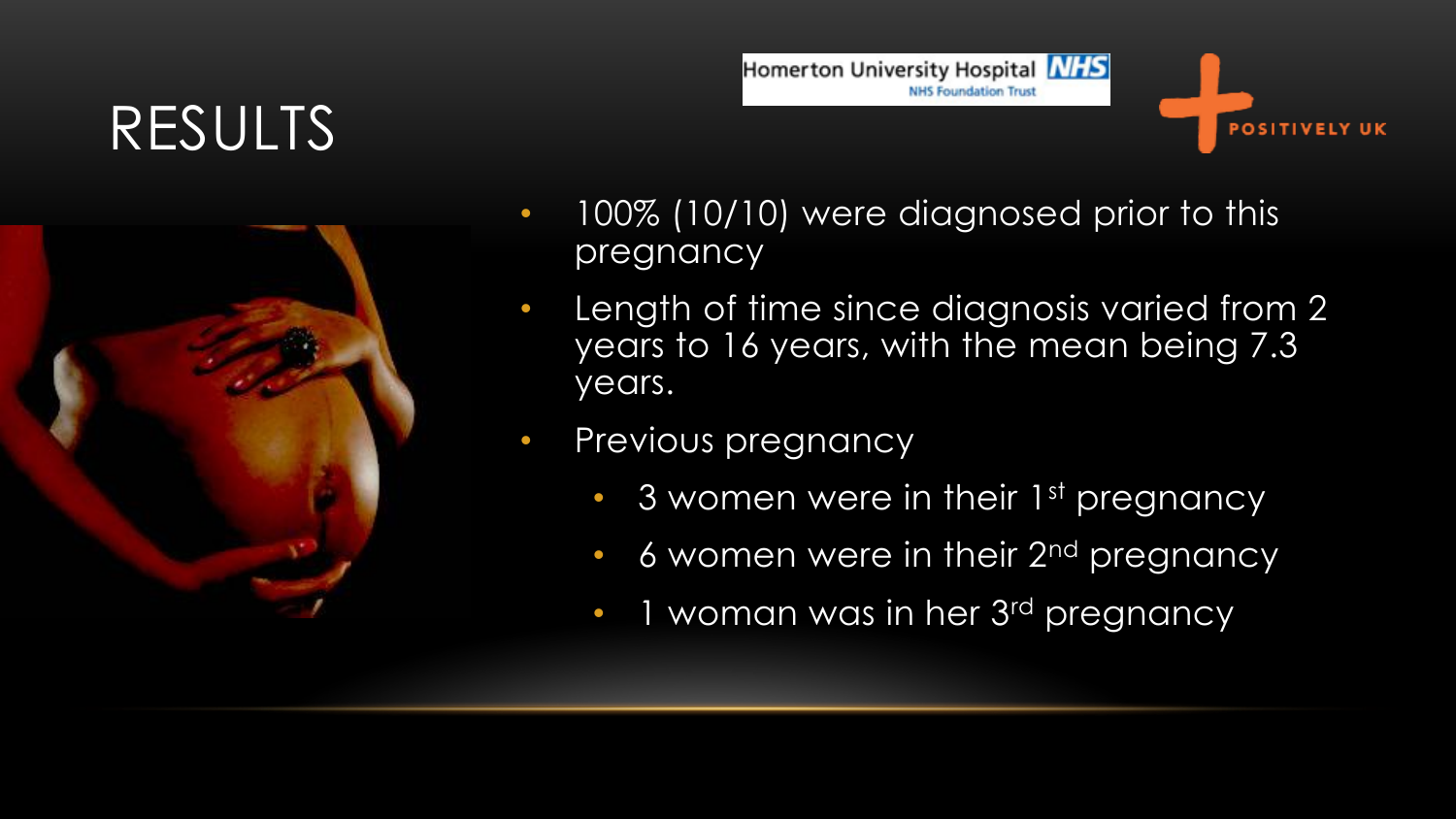# RESULTS

- 100% (10/10) were diagnosed prior to this pregnancy
- Length of time since diagnosis varied from 2 years to 16 years, with the mean being 7.3 years.
- Previous pregnancy
  - 3 women were in their 1st pregnancy
  - 6 women were in their 2nd pregnancy
  - 1 woman was in her 3rd pregnancy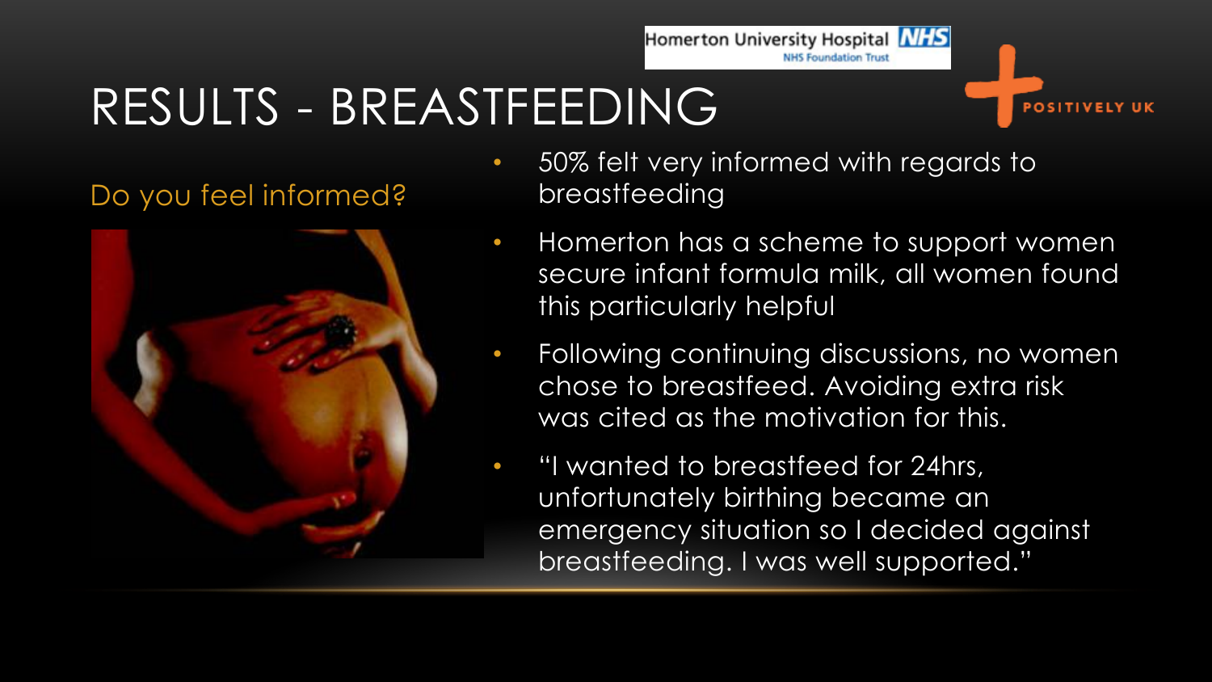# RESULTS - BREASTFEEDING

Do you feel informed?

- 50% felt very informed with regards to breastfeeding
- Homerton has a scheme to support women secure infant formula milk, all women found this particularly helpful
- Following continuing discussions, no women chose to breastfeed. Avoiding extra risk was cited as the motivation for this.
- "I wanted to breastfeed for 24hrs, unfortunately birthing became an emergency situation so I decided against breastfeeding. I was well supported."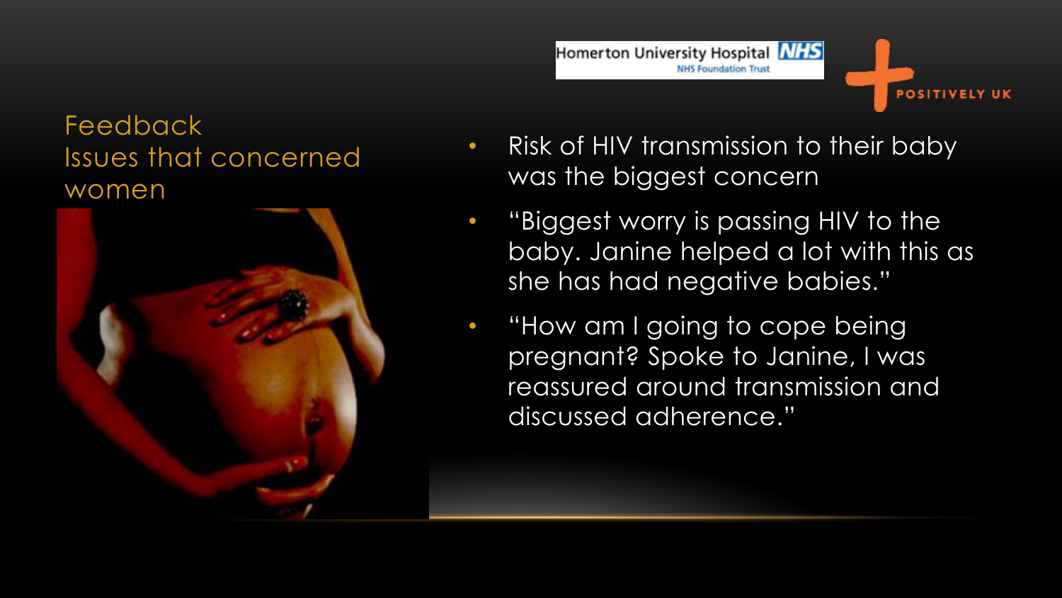## Feedback
## Issues that concerned women

- Risk of HIV transmission to their baby was the biggest concern
- "Biggest worry is passing HIV to the baby. Janine helped a lot with this as she has had negative babies."
- "How am I going to cope being pregnant? Spoke to Janine, I was reassured around transmission and discussed adherence."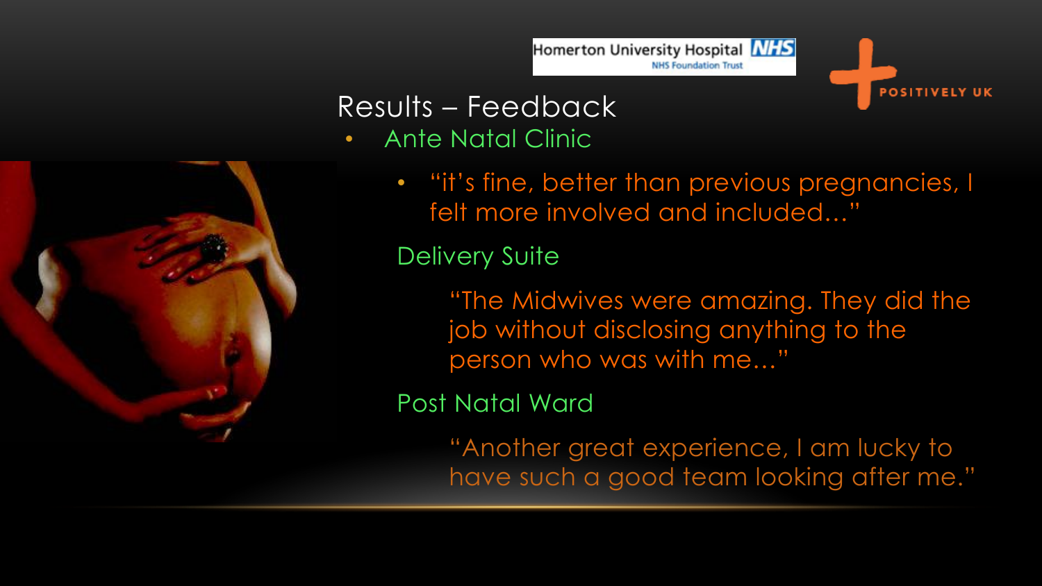Homerton University Hospital NHS Foundation Trust

POSITIVELY UK

## Results – Feedback

- Ante Natal Clinic
  - "it's fine, better than previous pregnancies, I felt more involved and included…"

Delivery Suite

"The Midwives were amazing. They did the job without disclosing anything to the person who was with me…"

Post Natal Ward

"Another great experience, I am lucky to have such a good team looking after me."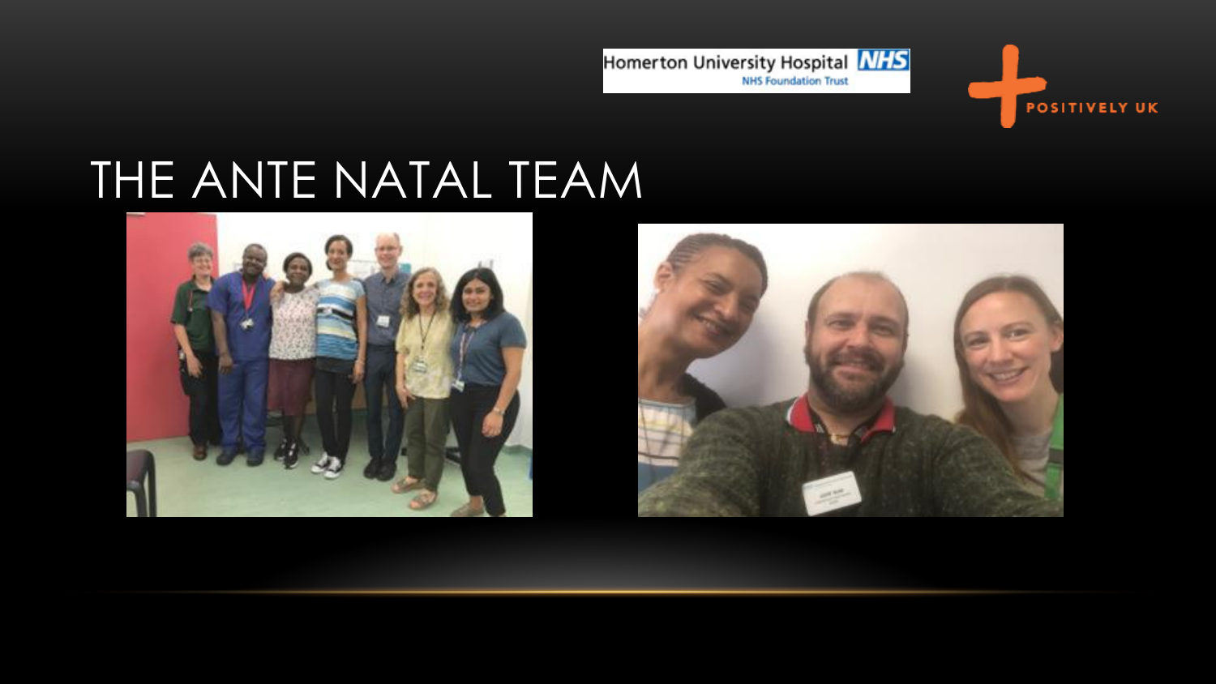Homerton University Hospital NHS
NHS Foundation Trust

POSITIVELY UK

# THE ANTE NATAL TEAM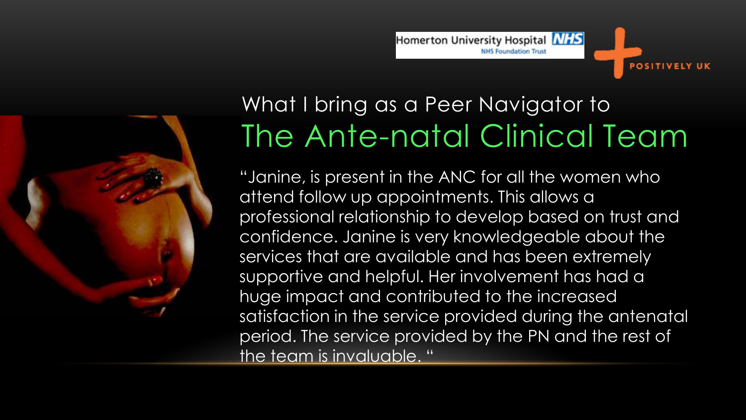Homerton University Hospital NHS Foundation Trust

POSITIVELY UK

# What I bring as a Peer Navigator to The Ante-natal Clinical Team

"Janine, is present in the ANC for all the women who attend follow up appointments. This allows a professional relationship to develop based on trust and confidence. Janine is very knowledgeable about the services that are available and has been extremely supportive and helpful. Her involvement has had a huge impact and contributed to the increased satisfaction in the service provided during the antenatal period. The service provided by the PN and the rest of the team is invaluable. "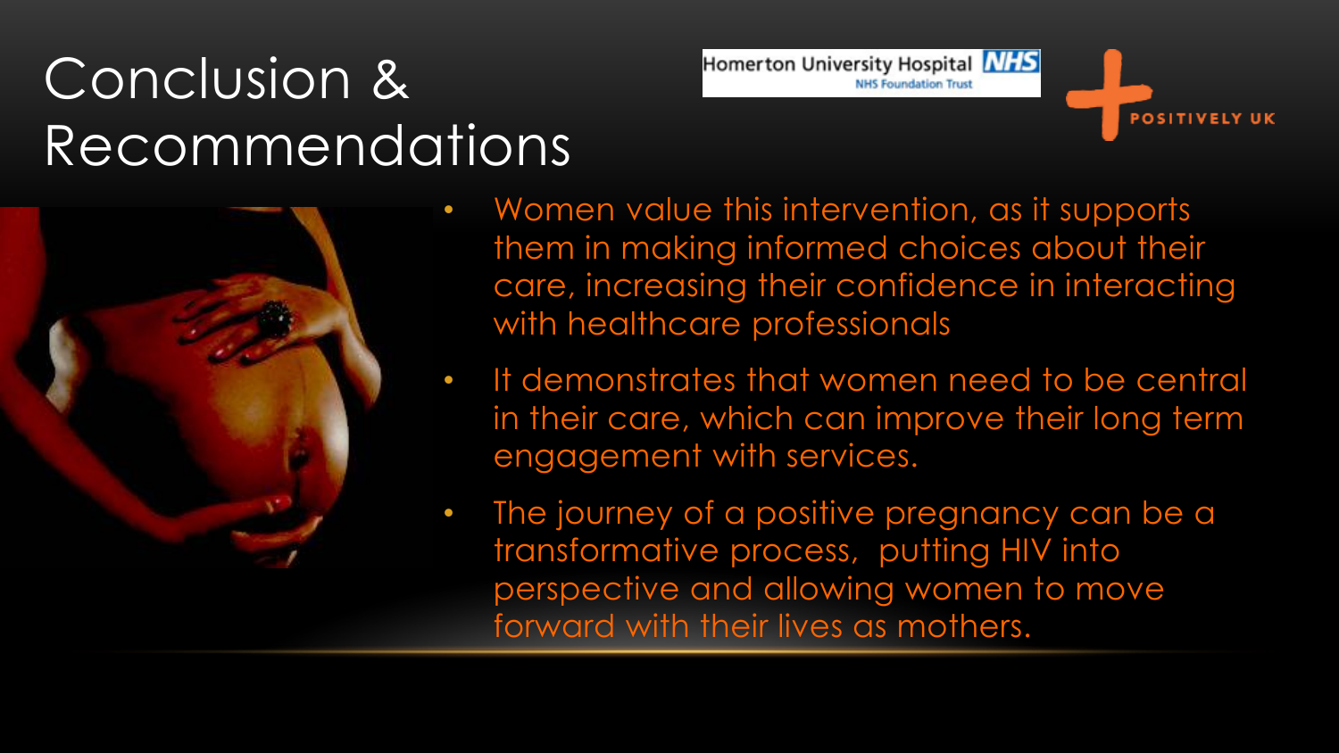# Conclusion & Recommendations

- Women value this intervention, as it supports them in making informed choices about their care, increasing their confidence in interacting with healthcare professionals
- It demonstrates that women need to be central in their care, which can improve their long term engagement with services.
- The journey of a positive pregnancy can be a transformative process, putting HIV into perspective and allowing women to move forward with their lives as mothers.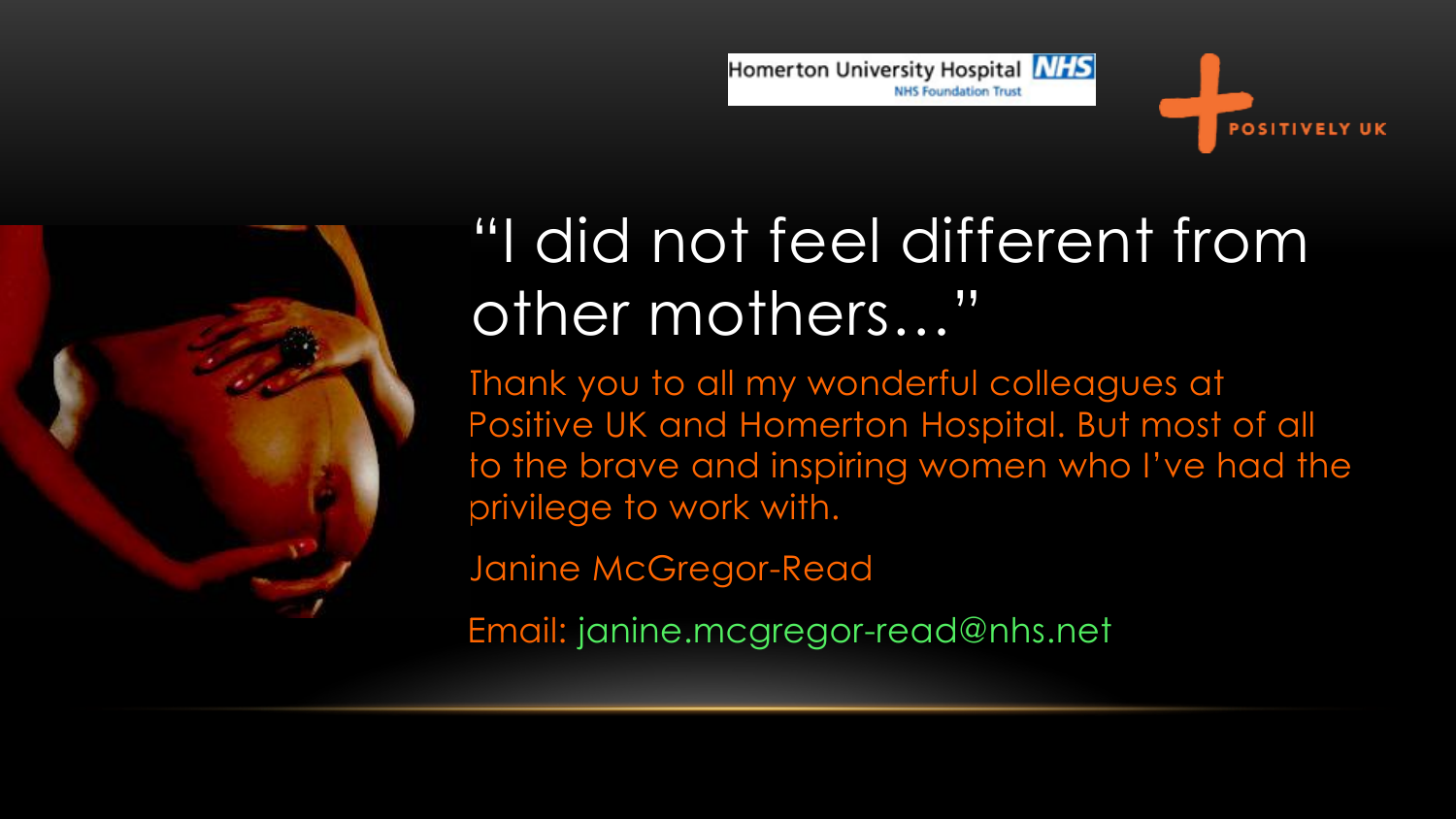Homerton University Hospital NHS Foundation Trust

POSITIVELY UK

# "I did not feel different from other mothers…"

Thank you to all my wonderful colleagues at Positive UK and Homerton Hospital. But most of all to the brave and inspiring women who I've had the privilege to work with.

Janine McGregor-Read

Email: janine.mcgregor-read@nhs.net